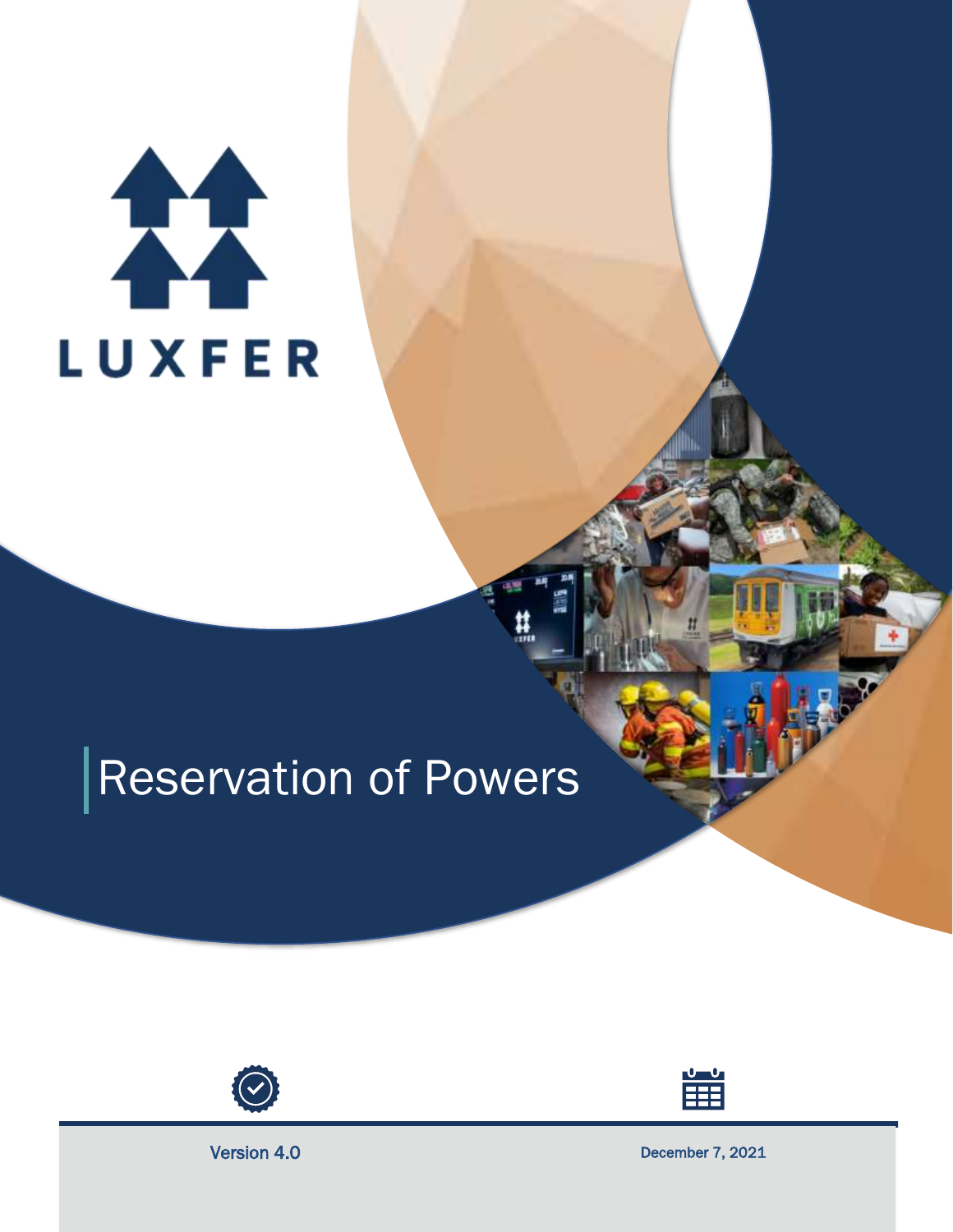LUXFER

# Reservation of Powers

Version 4.0

December 7, 2021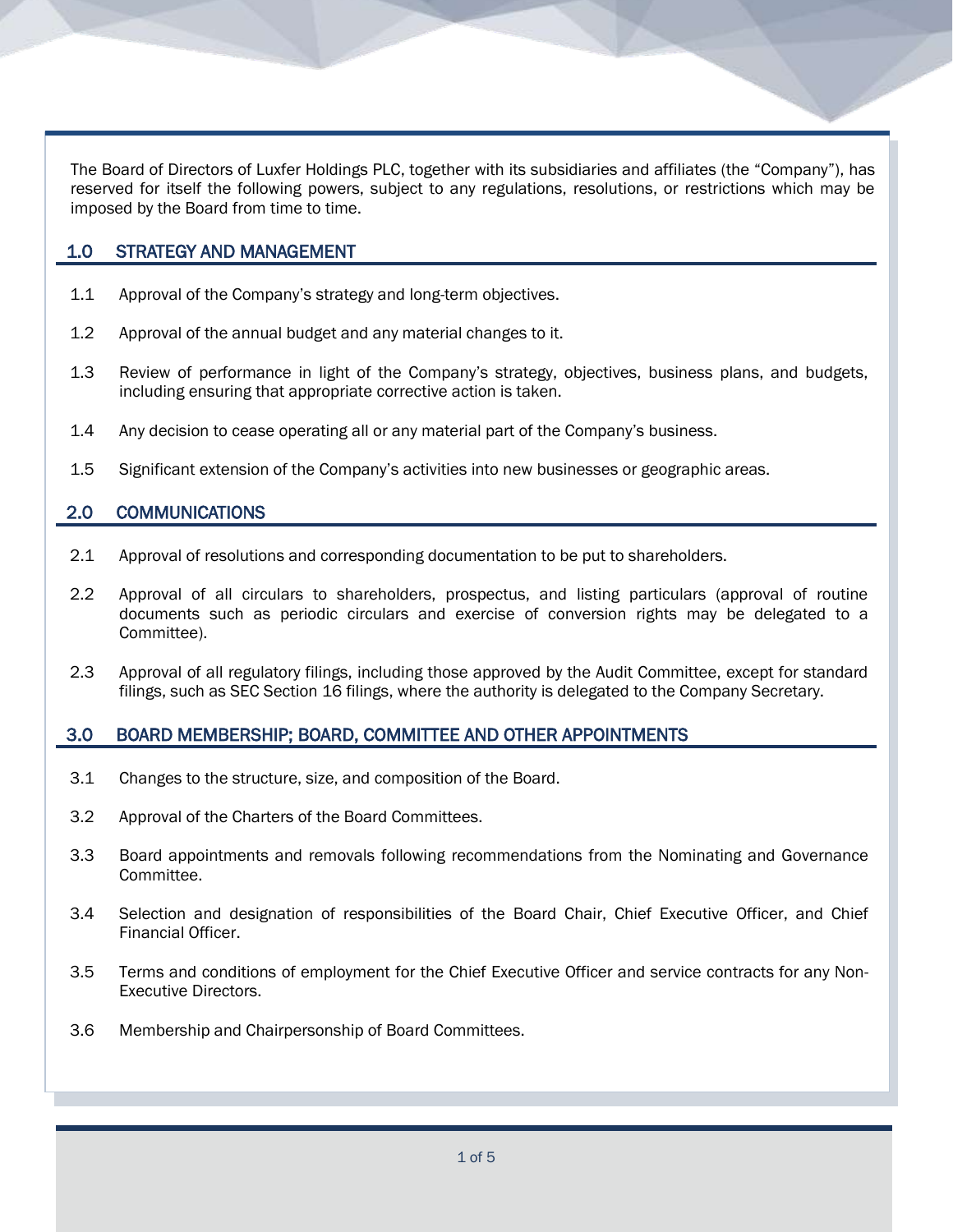The Board of Directors of Luxfer Holdings PLC, together with its subsidiaries and affiliates (the "Company"), has reserved for itself the following powers, subject to any regulations, resolutions, or restrictions which may be imposed by the Board from time to time.

## 1.0 STRATEGY AND MANAGEMENT

1.1 Approval of the Company's strategy and long-term objectives.

1.2 Approval of the annual budget and any material changes to it.

1.3 Review of performance in light of the Company's strategy, objectives, business plans, and budgets, including ensuring that appropriate corrective action is taken.

1.4 Any decision to cease operating all or any material part of the Company's business.

1.5 Significant extension of the Company's activities into new businesses or geographic areas.

## 2.0 COMMUNICATIONS

2.1 Approval of resolutions and corresponding documentation to be put to shareholders.

2.2 Approval of all circulars to shareholders, prospectus, and listing particulars (approval of routine documents such as periodic circulars and exercise of conversion rights may be delegated to a Committee).

2.3 Approval of all regulatory filings, including those approved by the Audit Committee, except for standard filings, such as SEC Section 16 filings, where the authority is delegated to the Company Secretary.

## 3.0 BOARD MEMBERSHIP; BOARD, COMMITTEE AND OTHER APPOINTMENTS

3.1 Changes to the structure, size, and composition of the Board.

3.2 Approval of the Charters of the Board Committees.

3.3 Board appointments and removals following recommendations from the Nominating and Governance Committee.

3.4 Selection and designation of responsibilities of the Board Chair, Chief Executive Officer, and Chief Financial Officer.

3.5 Terms and conditions of employment for the Chief Executive Officer and service contracts for any Non-Executive Directors.

3.6 Membership and Chairpersonship of Board Committees.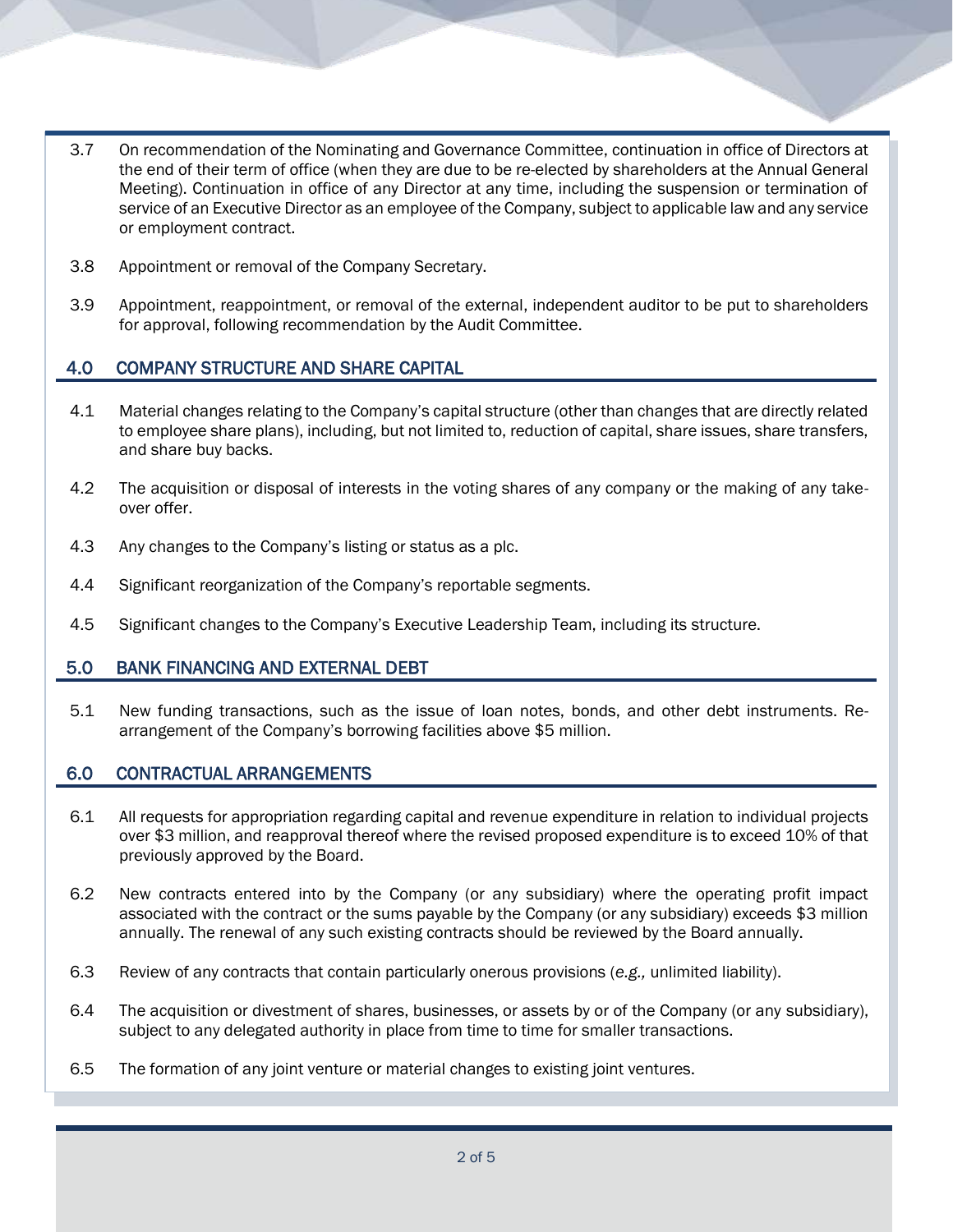3.7 On recommendation of the Nominating and Governance Committee, continuation in office of Directors at the end of their term of office (when they are due to be re-elected by shareholders at the Annual General Meeting). Continuation in office of any Director at any time, including the suspension or termination of service of an Executive Director as an employee of the Company, subject to applicable law and any service or employment contract.

3.8 Appointment or removal of the Company Secretary.

3.9 Appointment, reappointment, or removal of the external, independent auditor to be put to shareholders for approval, following recommendation by the Audit Committee.

## 4.0 COMPANY STRUCTURE AND SHARE CAPITAL

4.1 Material changes relating to the Company's capital structure (other than changes that are directly related to employee share plans), including, but not limited to, reduction of capital, share issues, share transfers, and share buy backs.

4.2 The acquisition or disposal of interests in the voting shares of any company or the making of any take-over offer.

4.3 Any changes to the Company's listing or status as a plc.

4.4 Significant reorganization of the Company's reportable segments.

4.5 Significant changes to the Company's Executive Leadership Team, including its structure.

## 5.0 BANK FINANCING AND EXTERNAL DEBT

5.1 New funding transactions, such as the issue of loan notes, bonds, and other debt instruments. Re-arrangement of the Company's borrowing facilities above $5 million.

## 6.0 CONTRACTUAL ARRANGEMENTS

6.1 All requests for appropriation regarding capital and revenue expenditure in relation to individual projects over $3 million, and reapproval thereof where the revised proposed expenditure is to exceed 10% of that previously approved by the Board.

6.2 New contracts entered into by the Company (or any subsidiary) where the operating profit impact associated with the contract or the sums payable by the Company (or any subsidiary) exceeds $3 million annually. The renewal of any such existing contracts should be reviewed by the Board annually.

6.3 Review of any contracts that contain particularly onerous provisions (*e.g.,* unlimited liability).

6.4 The acquisition or divestment of shares, businesses, or assets by or of the Company (or any subsidiary), subject to any delegated authority in place from time to time for smaller transactions.

6.5 The formation of any joint venture or material changes to existing joint ventures.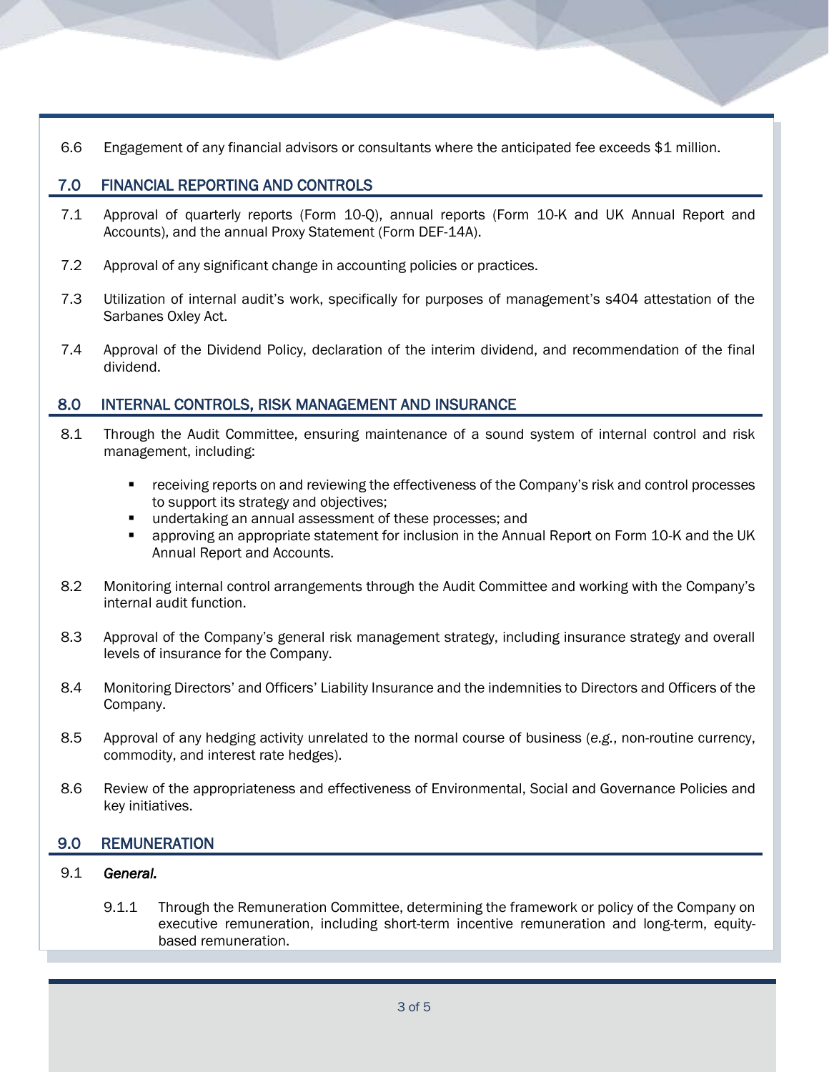6.6 Engagement of any financial advisors or consultants where the anticipated fee exceeds $1 million.

## 7.0 FINANCIAL REPORTING AND CONTROLS

7.1 Approval of quarterly reports (Form 10-Q), annual reports (Form 10-K and UK Annual Report and Accounts), and the annual Proxy Statement (Form DEF-14A).

7.2 Approval of any significant change in accounting policies or practices.

7.3 Utilization of internal audit's work, specifically for purposes of management's s404 attestation of the Sarbanes Oxley Act.

7.4 Approval of the Dividend Policy, declaration of the interim dividend, and recommendation of the final dividend.

## 8.0 INTERNAL CONTROLS, RISK MANAGEMENT AND INSURANCE

8.1 Through the Audit Committee, ensuring maintenance of a sound system of internal control and risk management, including:

- receiving reports on and reviewing the effectiveness of the Company's risk and control processes to support its strategy and objectives;
- undertaking an annual assessment of these processes; and
- approving an appropriate statement for inclusion in the Annual Report on Form 10-K and the UK Annual Report and Accounts.

8.2 Monitoring internal control arrangements through the Audit Committee and working with the Company's internal audit function.

8.3 Approval of the Company's general risk management strategy, including insurance strategy and overall levels of insurance for the Company.

8.4 Monitoring Directors' and Officers' Liability Insurance and the indemnities to Directors and Officers of the Company.

8.5 Approval of any hedging activity unrelated to the normal course of business (*e.g.*, non-routine currency, commodity, and interest rate hedges).

8.6 Review of the appropriateness and effectiveness of Environmental, Social and Governance Policies and key initiatives.

## 9.0 REMUNERATION

9.1 ***General.***

9.1.1 Through the Remuneration Committee, determining the framework or policy of the Company on executive remuneration, including short-term incentive remuneration and long-term, equity-based remuneration.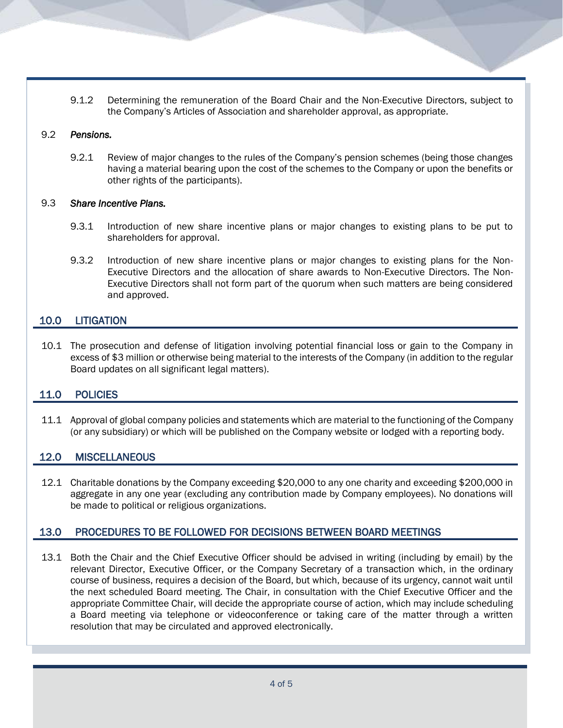9.1.2 Determining the remuneration of the Board Chair and the Non-Executive Directors, subject to the Company's Articles of Association and shareholder approval, as appropriate.

9.2 ***Pensions.***

9.2.1 Review of major changes to the rules of the Company's pension schemes (being those changes having a material bearing upon the cost of the schemes to the Company or upon the benefits or other rights of the participants).

9.3 ***Share Incentive Plans.***

9.3.1 Introduction of new share incentive plans or major changes to existing plans to be put to shareholders for approval.

9.3.2 Introduction of new share incentive plans or major changes to existing plans for the Non-Executive Directors and the allocation of share awards to Non-Executive Directors. The Non-Executive Directors shall not form part of the quorum when such matters are being considered and approved.

## 10.0 LITIGATION

10.1 The prosecution and defense of litigation involving potential financial loss or gain to the Company in excess of $3 million or otherwise being material to the interests of the Company (in addition to the regular Board updates on all significant legal matters).

## 11.0 POLICIES

11.1 Approval of global company policies and statements which are material to the functioning of the Company (or any subsidiary) or which will be published on the Company website or lodged with a reporting body.

## 12.0 MISCELLANEOUS

12.1 Charitable donations by the Company exceeding $20,000 to any one charity and exceeding $200,000 in aggregate in any one year (excluding any contribution made by Company employees). No donations will be made to political or religious organizations.

## 13.0 PROCEDURES TO BE FOLLOWED FOR DECISIONS BETWEEN BOARD MEETINGS

13.1 Both the Chair and the Chief Executive Officer should be advised in writing (including by email) by the relevant Director, Executive Officer, or the Company Secretary of a transaction which, in the ordinary course of business, requires a decision of the Board, but which, because of its urgency, cannot wait until the next scheduled Board meeting. The Chair, in consultation with the Chief Executive Officer and the appropriate Committee Chair, will decide the appropriate course of action, which may include scheduling a Board meeting via telephone or videoconference or taking care of the matter through a written resolution that may be circulated and approved electronically.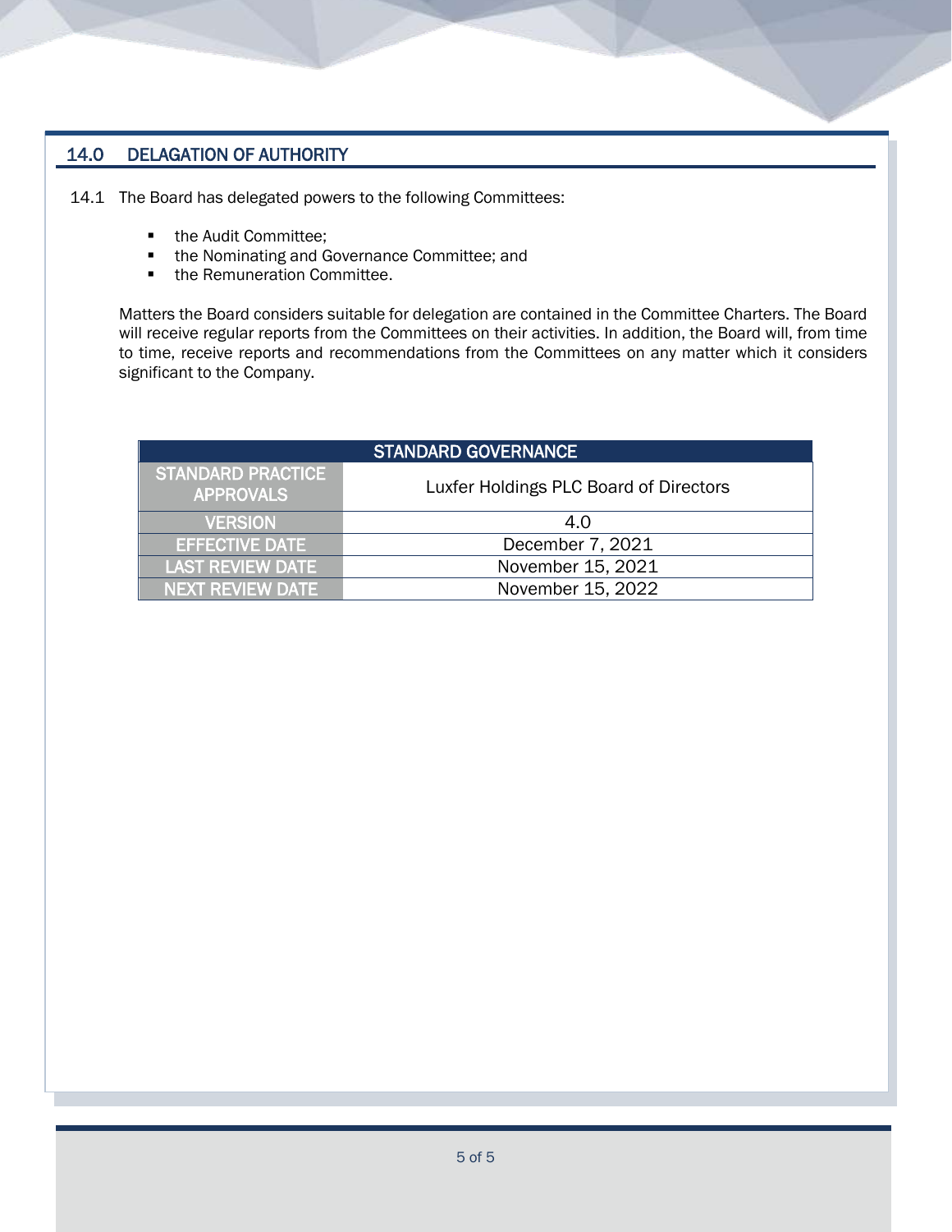## 14.0 DELAGATION OF AUTHORITY

14.1 The Board has delegated powers to the following Committees:

- the Audit Committee;
- the Nominating and Governance Committee; and
- the Remuneration Committee.

Matters the Board considers suitable for delegation are contained in the Committee Charters. The Board will receive regular reports from the Committees on their activities. In addition, the Board will, from time to time, receive reports and recommendations from the Committees on any matter which it considers significant to the Company.

| STANDARD GOVERNANCE | |
| --- | --- |
| STANDARD PRACTICE APPROVALS | Luxfer Holdings PLC Board of Directors |
| VERSION | 4.0 |
| EFFECTIVE DATE | December 7, 2021 |
| LAST REVIEW DATE | November 15, 2021 |
| NEXT REVIEW DATE | November 15, 2022 |